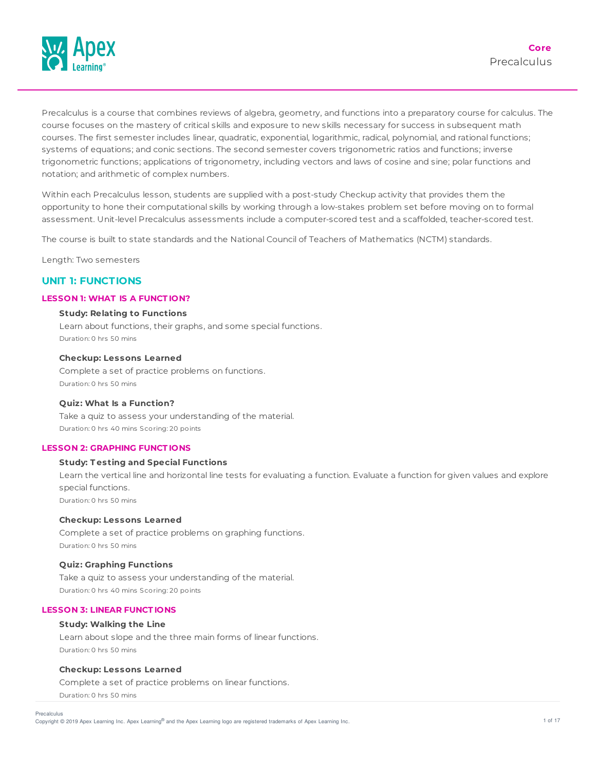**Core**
Precalculus

Precalculus is a course that combines reviews of algebra, geometry, and functions into a preparatory course for calculus. The course focuses on the mastery of critical skills and exposure to new skills necessary for success in subsequent math courses. The first semester includes linear, quadratic, exponential, logarithmic, radical, polynomial, and rational functions; systems of equations; and conic sections. The second semester covers trigonometric ratios and functions; inverse trigonometric functions; applications of trigonometry, including vectors and laws of cosine and sine; polar functions and notation; and arithmetic of complex numbers.

Within each Precalculus lesson, students are supplied with a post-study Checkup activity that provides them the opportunity to hone their computational skills by working through a low-stakes problem set before moving on to formal assessment. Unit-level Precalculus assessments include a computer-scored test and a scaffolded, teacher-scored test.

The course is built to state standards and the National Council of Teachers of Mathematics (NCTM) standards.

Length: Two semesters

## UNIT 1: FUNCTIONS

### LESSON 1: WHAT IS A FUNCTION?

**Study: Relating to Functions**
Learn about functions, their graphs, and some special functions.
Duration: 0 hrs 50 mins

**Checkup: Lessons Learned**
Complete a set of practice problems on functions.
Duration: 0 hrs 50 mins

**Quiz: What Is a Function?**
Take a quiz to assess your understanding of the material.
Duration: 0 hrs 40 mins Scoring: 20 points

### LESSON 2: GRAPHING FUNCTIONS

**Study: Testing and Special Functions**
Learn the vertical line and horizontal line tests for evaluating a function. Evaluate a function for given values and explore special functions.
Duration: 0 hrs 50 mins

**Checkup: Lessons Learned**
Complete a set of practice problems on graphing functions.
Duration: 0 hrs 50 mins

**Quiz: Graphing Functions**
Take a quiz to assess your understanding of the material.
Duration: 0 hrs 40 mins Scoring: 20 points

### LESSON 3: LINEAR FUNCTIONS

**Study: Walking the Line**
Learn about slope and the three main forms of linear functions.
Duration: 0 hrs 50 mins

**Checkup: Lessons Learned**
Complete a set of practice problems on linear functions.
Duration: 0 hrs 50 mins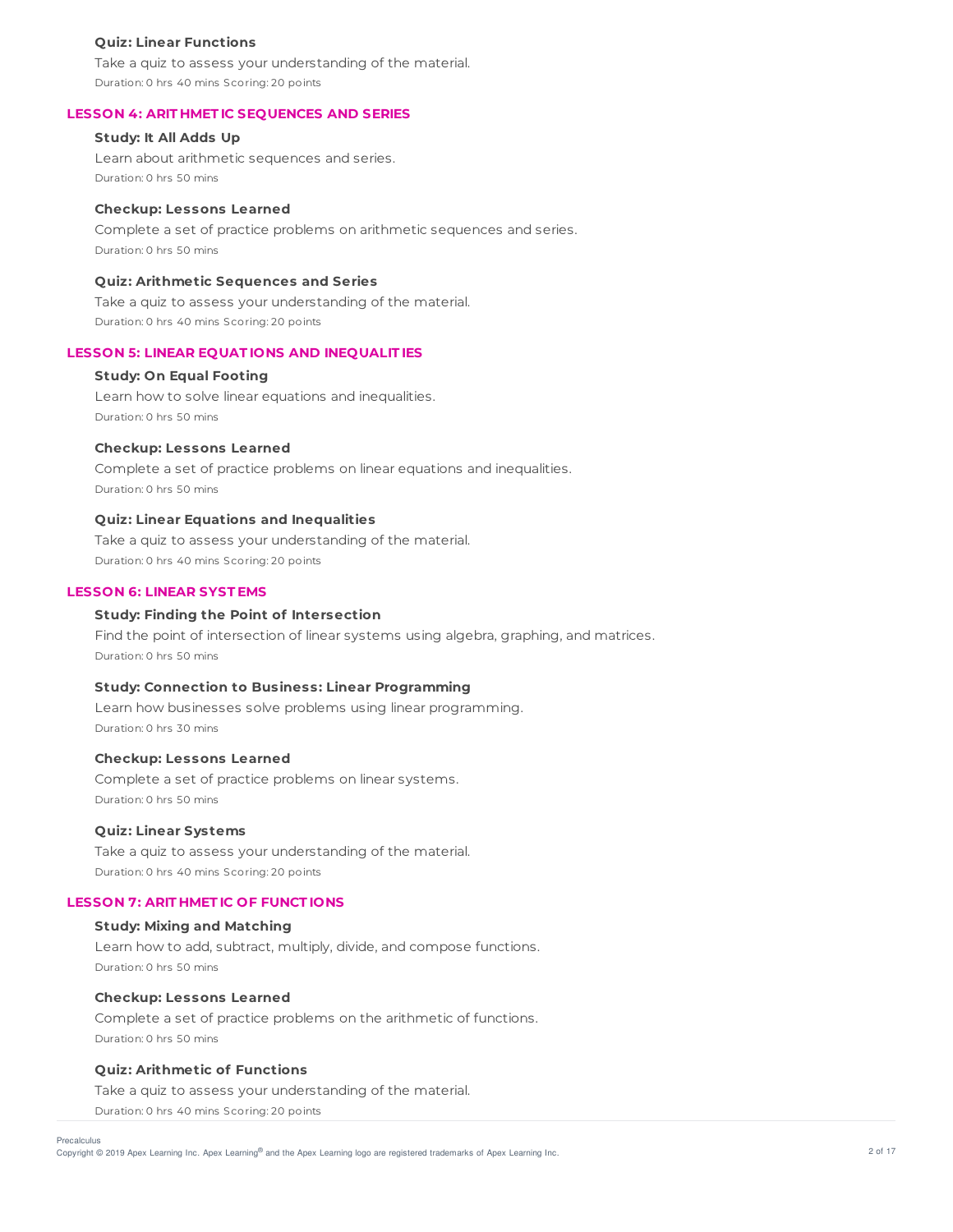**Quiz: Linear Functions**

Take a quiz to assess your understanding of the material.

Duration: 0 hrs 40 mins Scoring: 20 points

## LESSON 4: ARITHMETIC SEQUENCES AND SERIES

**Study: It All Adds Up**

Learn about arithmetic sequences and series.

Duration: 0 hrs 50 mins

**Checkup: Lessons Learned**

Complete a set of practice problems on arithmetic sequences and series.

Duration: 0 hrs 50 mins

**Quiz: Arithmetic Sequences and Series**

Take a quiz to assess your understanding of the material.

Duration: 0 hrs 40 mins Scoring: 20 points

## LESSON 5: LINEAR EQUATIONS AND INEQUALITIES

**Study: On Equal Footing**

Learn how to solve linear equations and inequalities.

Duration: 0 hrs 50 mins

**Checkup: Lessons Learned**

Complete a set of practice problems on linear equations and inequalities.

Duration: 0 hrs 50 mins

**Quiz: Linear Equations and Inequalities**

Take a quiz to assess your understanding of the material.

Duration: 0 hrs 40 mins Scoring: 20 points

## LESSON 6: LINEAR SYSTEMS

**Study: Finding the Point of Intersection**

Find the point of intersection of linear systems using algebra, graphing, and matrices.

Duration: 0 hrs 50 mins

**Study: Connection to Business: Linear Programming**

Learn how businesses solve problems using linear programming.

Duration: 0 hrs 30 mins

**Checkup: Lessons Learned**

Complete a set of practice problems on linear systems.

Duration: 0 hrs 50 mins

**Quiz: Linear Systems**

Take a quiz to assess your understanding of the material.

Duration: 0 hrs 40 mins Scoring: 20 points

## LESSON 7: ARITHMETIC OF FUNCTIONS

**Study: Mixing and Matching**

Learn how to add, subtract, multiply, divide, and compose functions.

Duration: 0 hrs 50 mins

**Checkup: Lessons Learned**

Complete a set of practice problems on the arithmetic of functions.

Duration: 0 hrs 50 mins

**Quiz: Arithmetic of Functions**

Take a quiz to assess your understanding of the material.

Duration: 0 hrs 40 mins Scoring: 20 points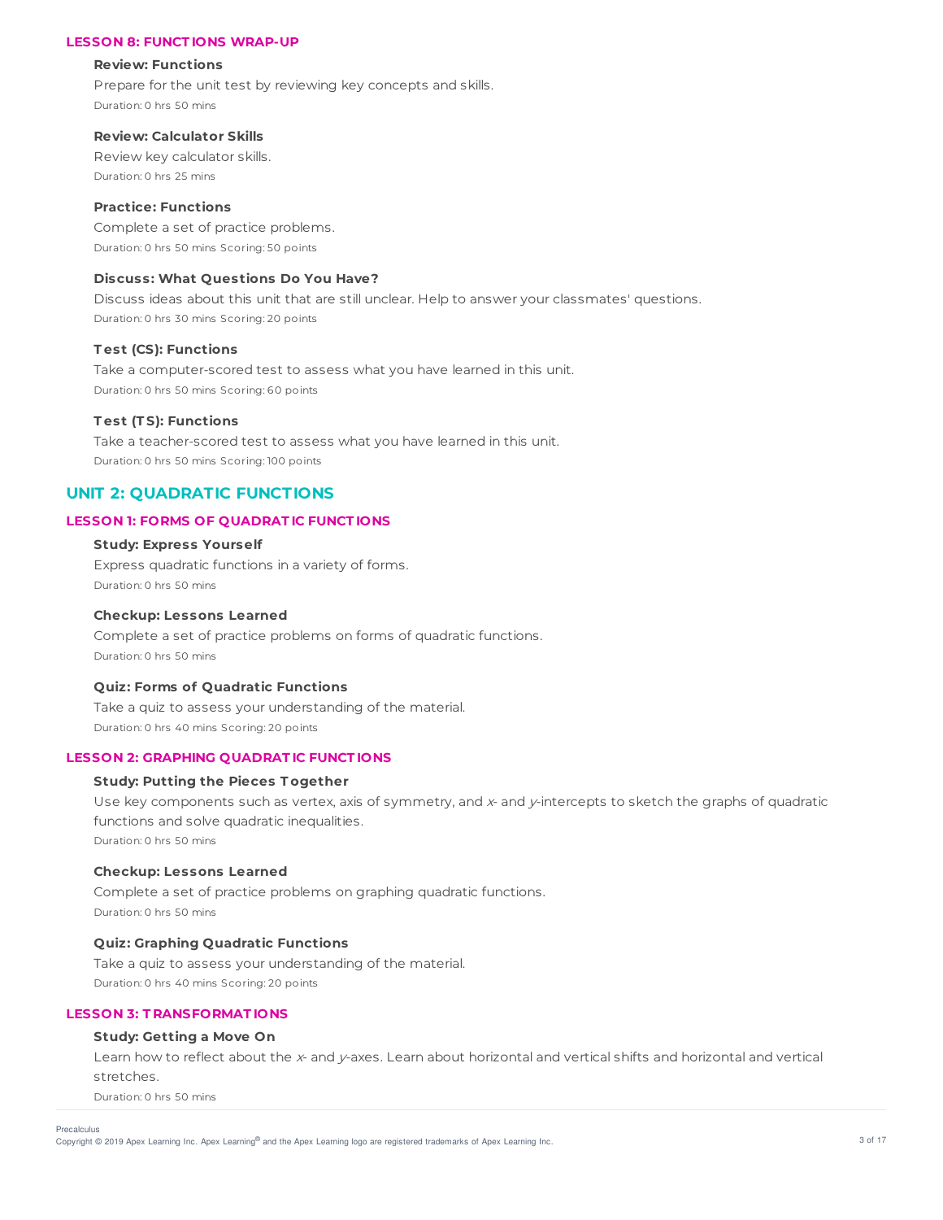### LESSON 8: FUNCTIONS WRAP-UP

**Review: Functions**

Prepare for the unit test by reviewing key concepts and skills.

Duration: 0 hrs 50 mins

**Review: Calculator Skills**

Review key calculator skills.

Duration: 0 hrs 25 mins

**Practice: Functions**

Complete a set of practice problems.

Duration: 0 hrs 50 mins Scoring: 50 points

**Discuss: What Questions Do You Have?**

Discuss ideas about this unit that are still unclear. Help to answer your classmates' questions.

Duration: 0 hrs 30 mins Scoring: 20 points

**Test (CS): Functions**

Take a computer-scored test to assess what you have learned in this unit.

Duration: 0 hrs 50 mins Scoring: 60 points

**Test (TS): Functions**

Take a teacher-scored test to assess what you have learned in this unit.

Duration: 0 hrs 50 mins Scoring: 100 points

## UNIT 2: QUADRATIC FUNCTIONS

### LESSON 1: FORMS OF QUADRATIC FUNCTIONS

**Study: Express Yourself**

Express quadratic functions in a variety of forms.

Duration: 0 hrs 50 mins

**Checkup: Lessons Learned**

Complete a set of practice problems on forms of quadratic functions.

Duration: 0 hrs 50 mins

**Quiz: Forms of Quadratic Functions**

Take a quiz to assess your understanding of the material.

Duration: 0 hrs 40 mins Scoring: 20 points

### LESSON 2: GRAPHING QUADRATIC FUNCTIONS

**Study: Putting the Pieces Together**

Use key components such as vertex, axis of symmetry, and $x$- and $y$-intercepts to sketch the graphs of quadratic functions and solve quadratic inequalities.

Duration: 0 hrs 50 mins

**Checkup: Lessons Learned**

Complete a set of practice problems on graphing quadratic functions.

Duration: 0 hrs 50 mins

**Quiz: Graphing Quadratic Functions**

Take a quiz to assess your understanding of the material.

Duration: 0 hrs 40 mins Scoring: 20 points

### LESSON 3: TRANSFORMATIONS

**Study: Getting a Move On**

Learn how to reflect about the $x$- and $y$-axes. Learn about horizontal and vertical shifts and horizontal and vertical stretches.

Duration: 0 hrs 50 mins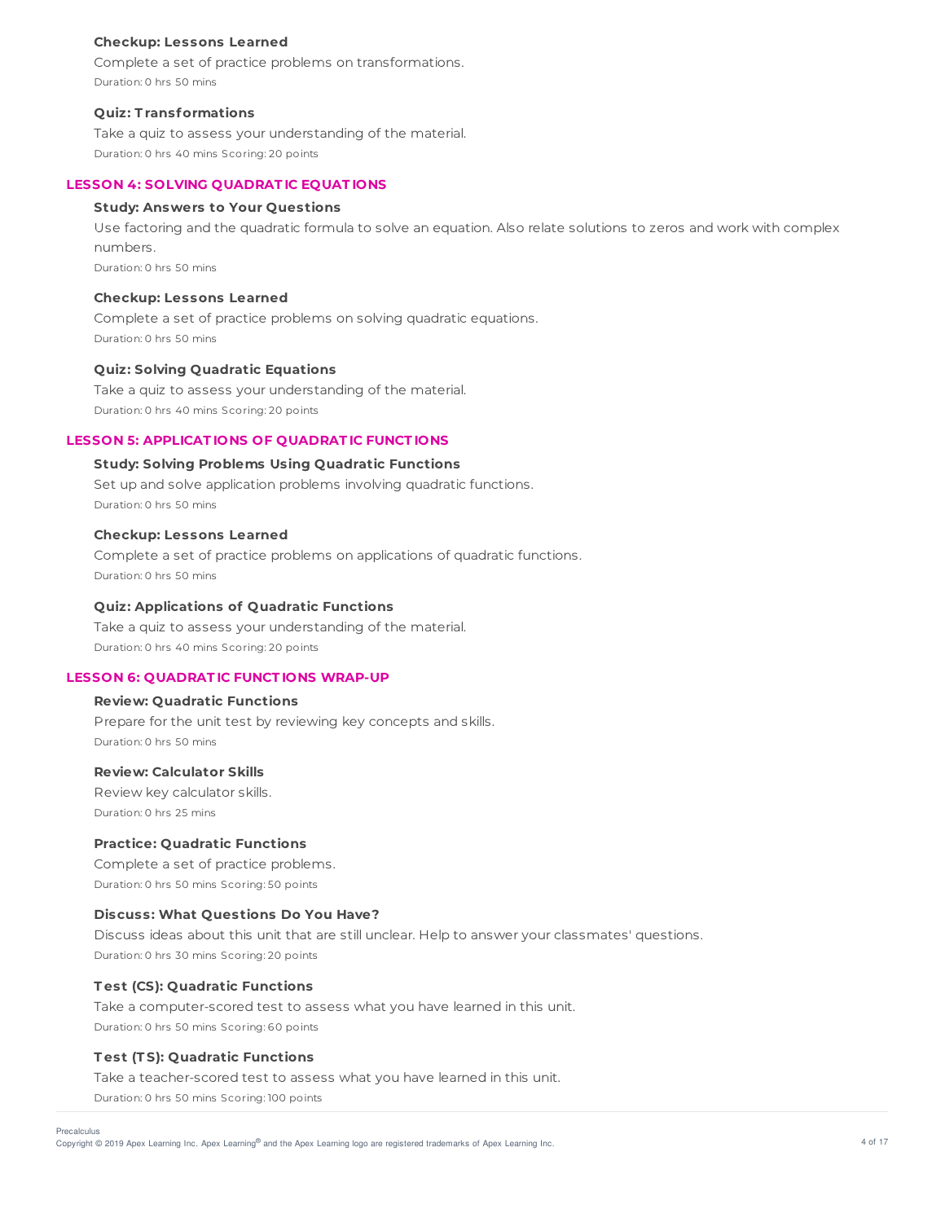#### Checkup: Lessons Learned

Complete a set of practice problems on transformations.

Duration: 0 hrs 50 mins

#### Quiz: Transformations

Take a quiz to assess your understanding of the material.

Duration: 0 hrs 40 mins Scoring: 20 points

### LESSON 4: SOLVING QUADRATIC EQUATIONS

#### Study: Answers to Your Questions

Use factoring and the quadratic formula to solve an equation. Also relate solutions to zeros and work with complex numbers.

Duration: 0 hrs 50 mins

#### Checkup: Lessons Learned

Complete a set of practice problems on solving quadratic equations.

Duration: 0 hrs 50 mins

#### Quiz: Solving Quadratic Equations

Take a quiz to assess your understanding of the material.

Duration: 0 hrs 40 mins Scoring: 20 points

### LESSON 5: APPLICATIONS OF QUADRATIC FUNCTIONS

#### Study: Solving Problems Using Quadratic Functions

Set up and solve application problems involving quadratic functions.

Duration: 0 hrs 50 mins

#### Checkup: Lessons Learned

Complete a set of practice problems on applications of quadratic functions.

Duration: 0 hrs 50 mins

#### Quiz: Applications of Quadratic Functions

Take a quiz to assess your understanding of the material.

Duration: 0 hrs 40 mins Scoring: 20 points

### LESSON 6: QUADRATIC FUNCTIONS WRAP-UP

#### Review: Quadratic Functions

Prepare for the unit test by reviewing key concepts and skills.

Duration: 0 hrs 50 mins

#### Review: Calculator Skills

Review key calculator skills.

Duration: 0 hrs 25 mins

#### Practice: Quadratic Functions

Complete a set of practice problems.

Duration: 0 hrs 50 mins Scoring: 50 points

#### Discuss: What Questions Do You Have?

Discuss ideas about this unit that are still unclear. Help to answer your classmates' questions.

Duration: 0 hrs 30 mins Scoring: 20 points

#### Test (CS): Quadratic Functions

Take a computer-scored test to assess what you have learned in this unit.

Duration: 0 hrs 50 mins Scoring: 60 points

#### Test (TS): Quadratic Functions

Take a teacher-scored test to assess what you have learned in this unit.

Duration: 0 hrs 50 mins Scoring: 100 points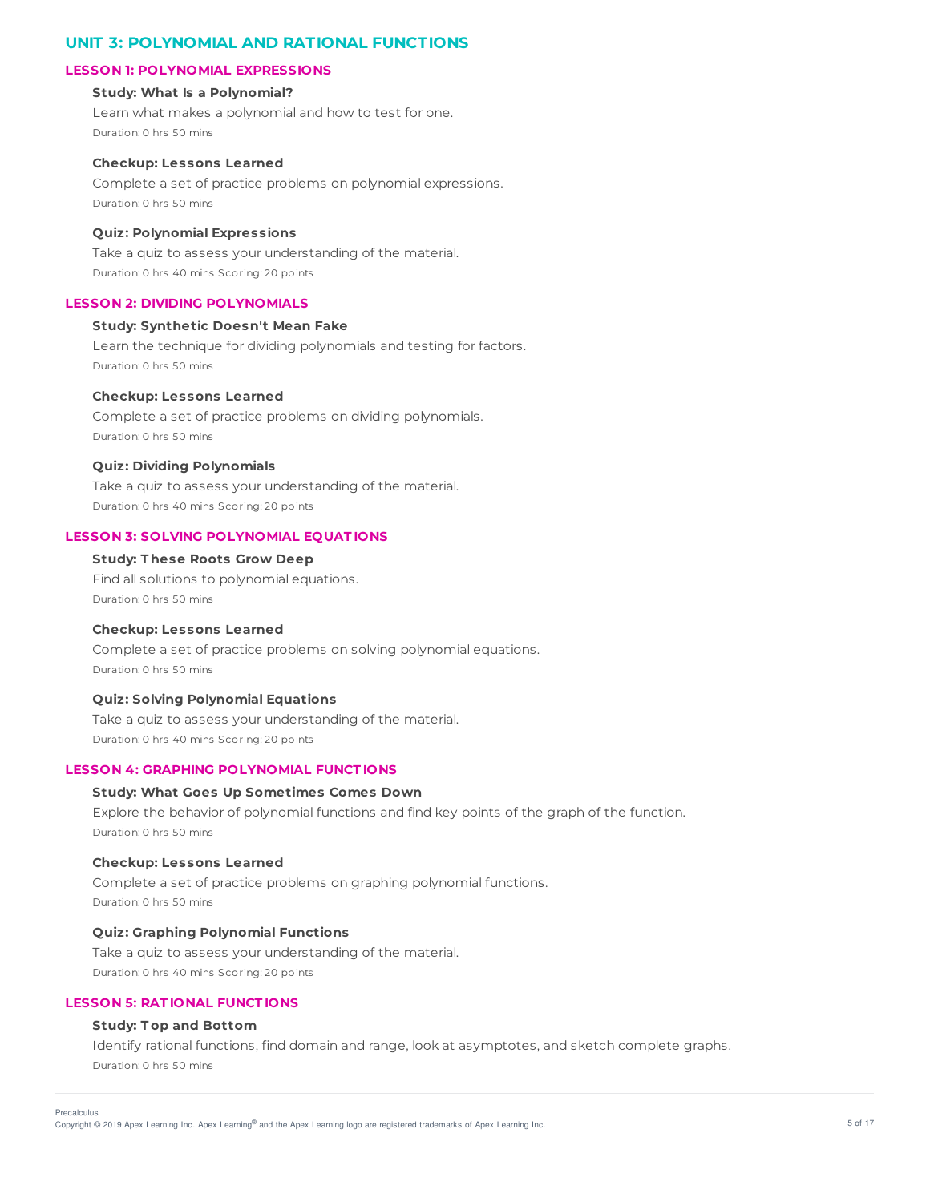## UNIT 3: POLYNOMIAL AND RATIONAL FUNCTIONS

### LESSON 1: POLYNOMIAL EXPRESSIONS

**Study: What Is a Polynomial?**

Learn what makes a polynomial and how to test for one.

Duration: 0 hrs 50 mins

**Checkup: Lessons Learned**

Complete a set of practice problems on polynomial expressions.

Duration: 0 hrs 50 mins

**Quiz: Polynomial Expressions**

Take a quiz to assess your understanding of the material.

Duration: 0 hrs 40 mins Scoring: 20 points

### LESSON 2: DIVIDING POLYNOMIALS

**Study: Synthetic Doesn't Mean Fake**

Learn the technique for dividing polynomials and testing for factors.

Duration: 0 hrs 50 mins

**Checkup: Lessons Learned**

Complete a set of practice problems on dividing polynomials.

Duration: 0 hrs 50 mins

**Quiz: Dividing Polynomials**

Take a quiz to assess your understanding of the material.

Duration: 0 hrs 40 mins Scoring: 20 points

### LESSON 3: SOLVING POLYNOMIAL EQUATIONS

**Study: These Roots Grow Deep**

Find all solutions to polynomial equations.

Duration: 0 hrs 50 mins

**Checkup: Lessons Learned**

Complete a set of practice problems on solving polynomial equations.

Duration: 0 hrs 50 mins

**Quiz: Solving Polynomial Equations**

Take a quiz to assess your understanding of the material.

Duration: 0 hrs 40 mins Scoring: 20 points

### LESSON 4: GRAPHING POLYNOMIAL FUNCTIONS

**Study: What Goes Up Sometimes Comes Down**

Explore the behavior of polynomial functions and find key points of the graph of the function.

Duration: 0 hrs 50 mins

**Checkup: Lessons Learned**

Complete a set of practice problems on graphing polynomial functions.

Duration: 0 hrs 50 mins

**Quiz: Graphing Polynomial Functions**

Take a quiz to assess your understanding of the material.

Duration: 0 hrs 40 mins Scoring: 20 points

### LESSON 5: RATIONAL FUNCTIONS

**Study: Top and Bottom**

Identify rational functions, find domain and range, look at asymptotes, and sketch complete graphs.

Duration: 0 hrs 50 mins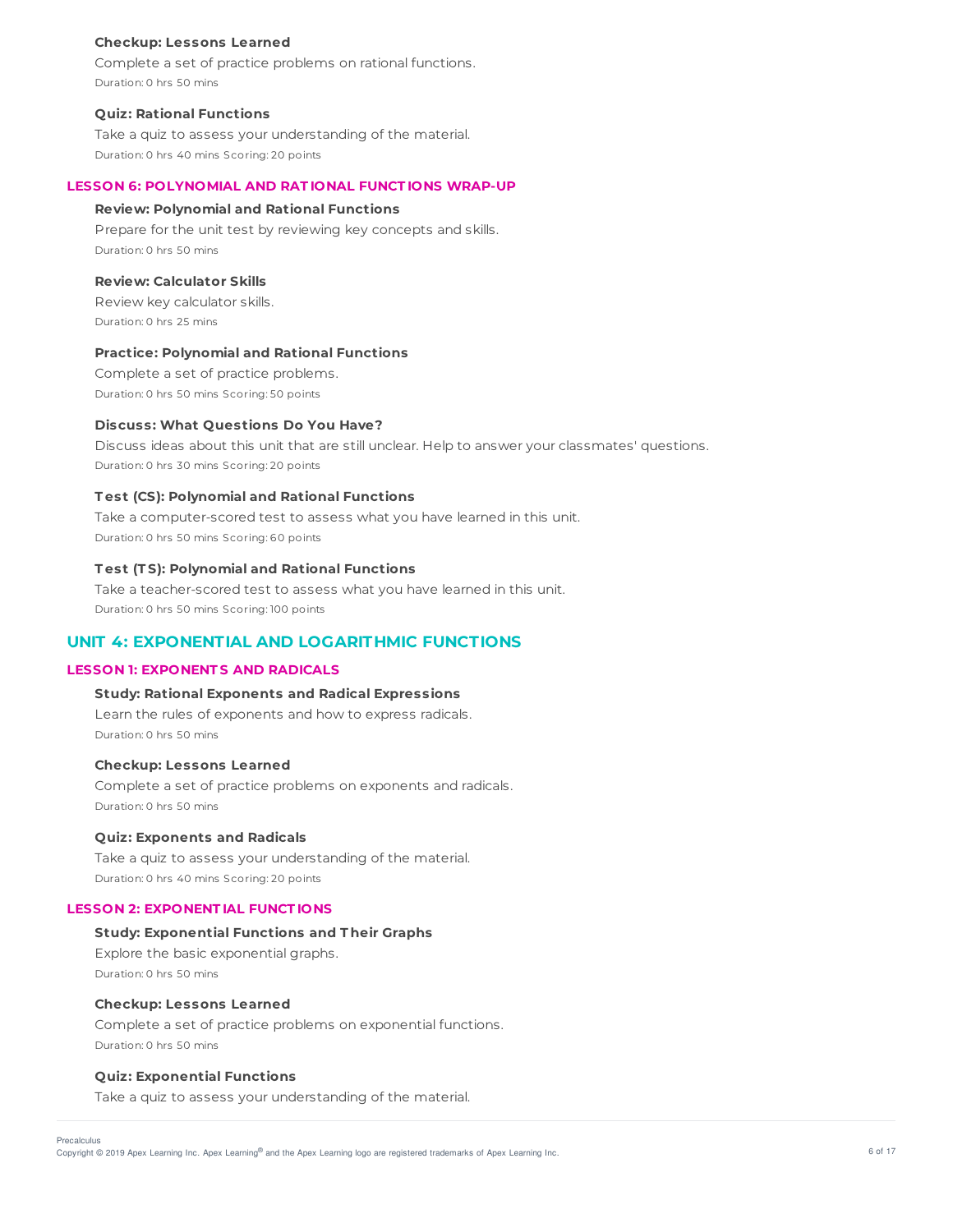**Checkup: Lessons Learned**

Complete a set of practice problems on rational functions.

Duration: 0 hrs 50 mins

**Quiz: Rational Functions**

Take a quiz to assess your understanding of the material.

Duration: 0 hrs 40 mins Scoring: 20 points

### LESSON 6: POLYNOMIAL AND RATIONAL FUNCTIONS WRAP-UP

**Review: Polynomial and Rational Functions**

Prepare for the unit test by reviewing key concepts and skills.

Duration: 0 hrs 50 mins

**Review: Calculator Skills**

Review key calculator skills.

Duration: 0 hrs 25 mins

**Practice: Polynomial and Rational Functions**

Complete a set of practice problems.

Duration: 0 hrs 50 mins Scoring: 50 points

**Discuss: What Questions Do You Have?**

Discuss ideas about this unit that are still unclear. Help to answer your classmates' questions.

Duration: 0 hrs 30 mins Scoring: 20 points

**Test (CS): Polynomial and Rational Functions**

Take a computer-scored test to assess what you have learned in this unit.

Duration: 0 hrs 50 mins Scoring: 60 points

**Test (TS): Polynomial and Rational Functions**

Take a teacher-scored test to assess what you have learned in this unit.

Duration: 0 hrs 50 mins Scoring: 100 points

## UNIT 4: EXPONENTIAL AND LOGARITHMIC FUNCTIONS

### LESSON 1: EXPONENTS AND RADICALS

**Study: Rational Exponents and Radical Expressions**

Learn the rules of exponents and how to express radicals.

Duration: 0 hrs 50 mins

**Checkup: Lessons Learned**

Complete a set of practice problems on exponents and radicals.

Duration: 0 hrs 50 mins

**Quiz: Exponents and Radicals**

Take a quiz to assess your understanding of the material.

Duration: 0 hrs 40 mins Scoring: 20 points

### LESSON 2: EXPONENTIAL FUNCTIONS

**Study: Exponential Functions and Their Graphs**

Explore the basic exponential graphs.

Duration: 0 hrs 50 mins

**Checkup: Lessons Learned**

Complete a set of practice problems on exponential functions.

Duration: 0 hrs 50 mins

**Quiz: Exponential Functions**

Take a quiz to assess your understanding of the material.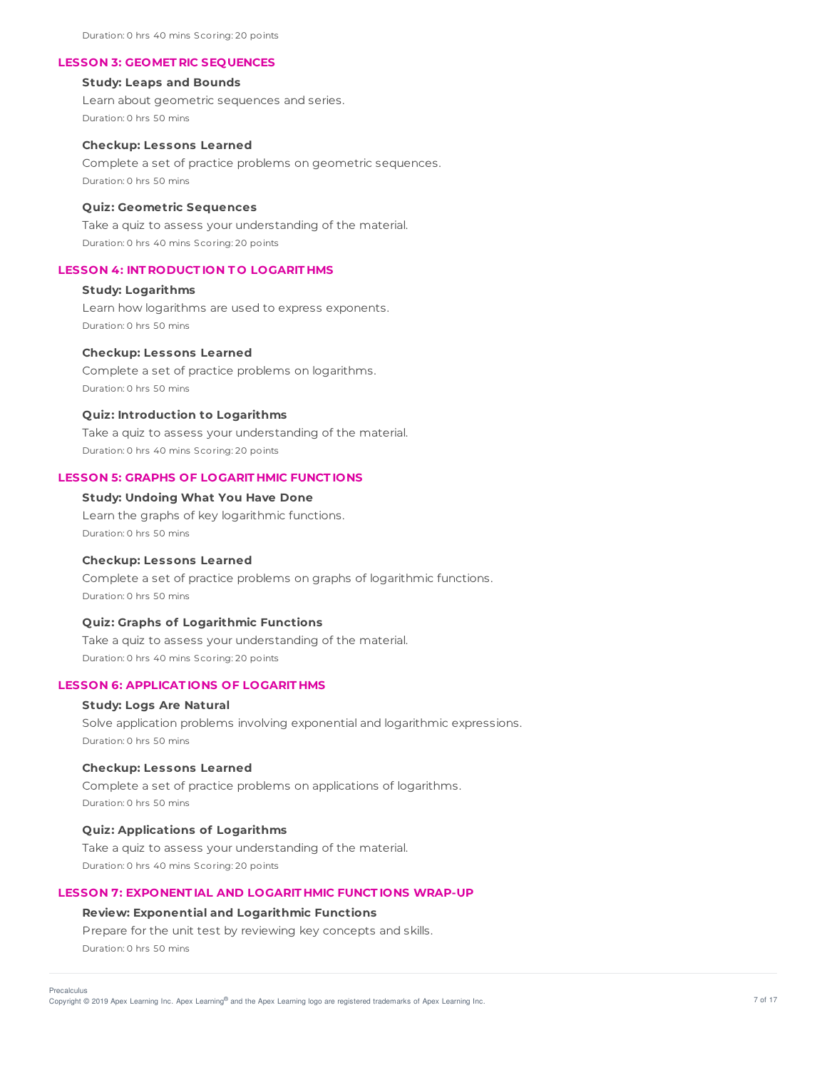Duration: 0 hrs 40 mins Scoring: 20 points

## LESSON 3: GEOMETRIC SEQUENCES

### Study: Leaps and Bounds

Learn about geometric sequences and series.

Duration: 0 hrs 50 mins

### Checkup: Lessons Learned

Complete a set of practice problems on geometric sequences.

Duration: 0 hrs 50 mins

### Quiz: Geometric Sequences

Take a quiz to assess your understanding of the material.

Duration: 0 hrs 40 mins Scoring: 20 points

## LESSON 4: INTRODUCTION TO LOGARITHMS

### Study: Logarithms

Learn how logarithms are used to express exponents.

Duration: 0 hrs 50 mins

### Checkup: Lessons Learned

Complete a set of practice problems on logarithms.

Duration: 0 hrs 50 mins

### Quiz: Introduction to Logarithms

Take a quiz to assess your understanding of the material.

Duration: 0 hrs 40 mins Scoring: 20 points

## LESSON 5: GRAPHS OF LOGARITHMIC FUNCTIONS

### Study: Undoing What You Have Done

Learn the graphs of key logarithmic functions.

Duration: 0 hrs 50 mins

### Checkup: Lessons Learned

Complete a set of practice problems on graphs of logarithmic functions.

Duration: 0 hrs 50 mins

### Quiz: Graphs of Logarithmic Functions

Take a quiz to assess your understanding of the material.

Duration: 0 hrs 40 mins Scoring: 20 points

## LESSON 6: APPLICATIONS OF LOGARITHMS

### Study: Logs Are Natural

Solve application problems involving exponential and logarithmic expressions.

Duration: 0 hrs 50 mins

### Checkup: Lessons Learned

Complete a set of practice problems on applications of logarithms.

Duration: 0 hrs 50 mins

### Quiz: Applications of Logarithms

Take a quiz to assess your understanding of the material.

Duration: 0 hrs 40 mins Scoring: 20 points

## LESSON 7: EXPONENTIAL AND LOGARITHMIC FUNCTIONS WRAP-UP

### Review: Exponential and Logarithmic Functions

Prepare for the unit test by reviewing key concepts and skills.

Duration: 0 hrs 50 mins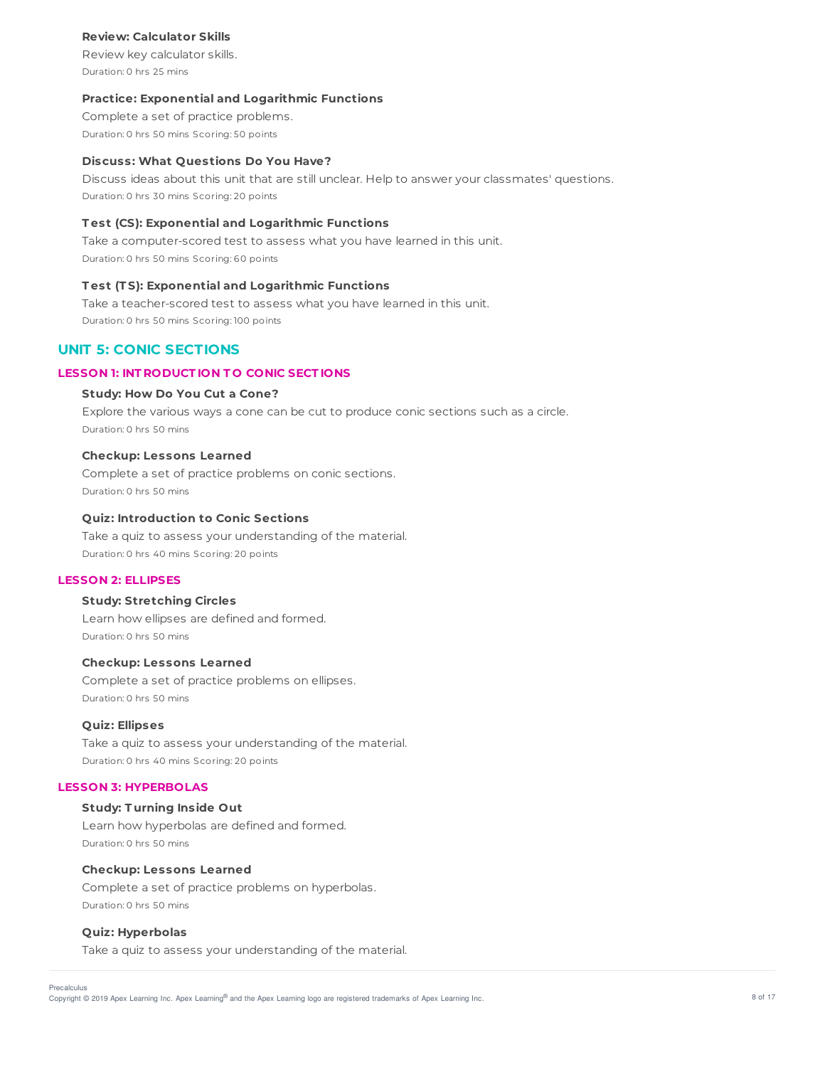**Review: Calculator Skills**

Review key calculator skills.

Duration: 0 hrs 25 mins

**Practice: Exponential and Logarithmic Functions**

Complete a set of practice problems.

Duration: 0 hrs 50 mins Scoring: 50 points

**Discuss: What Questions Do You Have?**

Discuss ideas about this unit that are still unclear. Help to answer your classmates' questions.

Duration: 0 hrs 30 mins Scoring: 20 points

**Test (CS): Exponential and Logarithmic Functions**

Take a computer-scored test to assess what you have learned in this unit.

Duration: 0 hrs 50 mins Scoring: 60 points

**Test (TS): Exponential and Logarithmic Functions**

Take a teacher-scored test to assess what you have learned in this unit.

Duration: 0 hrs 50 mins Scoring: 100 points

## UNIT 5: CONIC SECTIONS

### LESSON 1: INTRODUCTION TO CONIC SECTIONS

**Study: How Do You Cut a Cone?**

Explore the various ways a cone can be cut to produce conic sections such as a circle.

Duration: 0 hrs 50 mins

**Checkup: Lessons Learned**

Complete a set of practice problems on conic sections.

Duration: 0 hrs 50 mins

**Quiz: Introduction to Conic Sections**

Take a quiz to assess your understanding of the material.

Duration: 0 hrs 40 mins Scoring: 20 points

### LESSON 2: ELLIPSES

**Study: Stretching Circles**

Learn how ellipses are defined and formed.

Duration: 0 hrs 50 mins

**Checkup: Lessons Learned**

Complete a set of practice problems on ellipses.

Duration: 0 hrs 50 mins

**Quiz: Ellipses**

Take a quiz to assess your understanding of the material.

Duration: 0 hrs 40 mins Scoring: 20 points

### LESSON 3: HYPERBOLAS

**Study: Turning Inside Out**

Learn how hyperbolas are defined and formed.

Duration: 0 hrs 50 mins

**Checkup: Lessons Learned**

Complete a set of practice problems on hyperbolas.

Duration: 0 hrs 50 mins

**Quiz: Hyperbolas**

Take a quiz to assess your understanding of the material.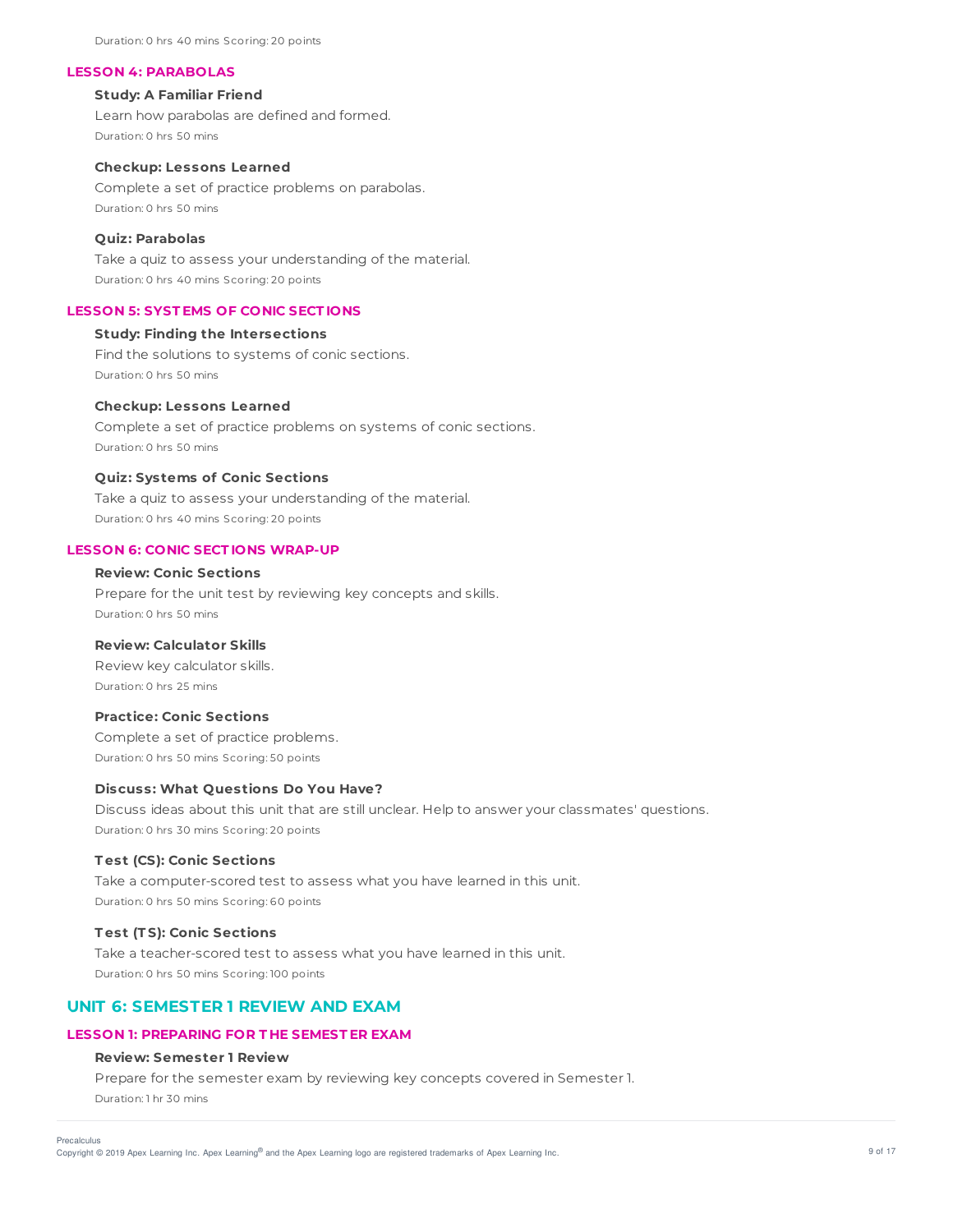Duration: 0 hrs 40 mins Scoring: 20 points

### LESSON 4: PARABOLAS

**Study: A Familiar Friend**

Learn how parabolas are defined and formed.

Duration: 0 hrs 50 mins

**Checkup: Lessons Learned**

Complete a set of practice problems on parabolas.

Duration: 0 hrs 50 mins

**Quiz: Parabolas**

Take a quiz to assess your understanding of the material.

Duration: 0 hrs 40 mins Scoring: 20 points

### LESSON 5: SYSTEMS OF CONIC SECTIONS

**Study: Finding the Intersections**

Find the solutions to systems of conic sections.

Duration: 0 hrs 50 mins

**Checkup: Lessons Learned**

Complete a set of practice problems on systems of conic sections.

Duration: 0 hrs 50 mins

**Quiz: Systems of Conic Sections**

Take a quiz to assess your understanding of the material.

Duration: 0 hrs 40 mins Scoring: 20 points

### LESSON 6: CONIC SECTIONS WRAP-UP

**Review: Conic Sections**

Prepare for the unit test by reviewing key concepts and skills.

Duration: 0 hrs 50 mins

**Review: Calculator Skills**

Review key calculator skills.

Duration: 0 hrs 25 mins

**Practice: Conic Sections**

Complete a set of practice problems.

Duration: 0 hrs 50 mins Scoring: 50 points

**Discuss: What Questions Do You Have?**

Discuss ideas about this unit that are still unclear. Help to answer your classmates' questions.

Duration: 0 hrs 30 mins Scoring: 20 points

**Test (CS): Conic Sections**

Take a computer-scored test to assess what you have learned in this unit.

Duration: 0 hrs 50 mins Scoring: 60 points

**Test (TS): Conic Sections**

Take a teacher-scored test to assess what you have learned in this unit.

Duration: 0 hrs 50 mins Scoring: 100 points

## UNIT 6: SEMESTER 1 REVIEW AND EXAM

### LESSON 1: PREPARING FOR THE SEMESTER EXAM

**Review: Semester 1 Review**

Prepare for the semester exam by reviewing key concepts covered in Semester 1.

Duration: 1 hr 30 mins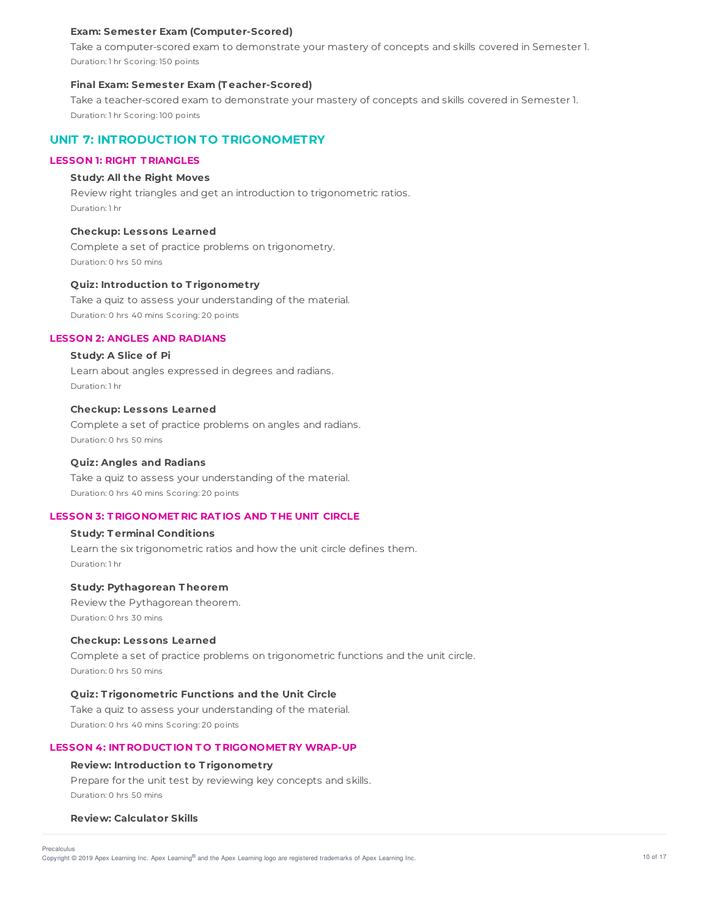**Exam: Semester Exam (Computer-Scored)**

Take a computer-scored exam to demonstrate your mastery of concepts and skills covered in Semester 1.

Duration: 1 hr Scoring: 150 points

**Final Exam: Semester Exam (Teacher-Scored)**

Take a teacher-scored exam to demonstrate your mastery of concepts and skills covered in Semester 1.

Duration: 1 hr Scoring: 100 points

## UNIT 7: INTRODUCTION TO TRIGONOMETRY

### LESSON 1: RIGHT TRIANGLES

**Study: All the Right Moves**

Review right triangles and get an introduction to trigonometric ratios.

Duration: 1 hr

**Checkup: Lessons Learned**

Complete a set of practice problems on trigonometry.

Duration: 0 hrs 50 mins

**Quiz: Introduction to Trigonometry**

Take a quiz to assess your understanding of the material.

Duration: 0 hrs 40 mins Scoring: 20 points

### LESSON 2: ANGLES AND RADIANS

**Study: A Slice of Pi**

Learn about angles expressed in degrees and radians.

Duration: 1 hr

**Checkup: Lessons Learned**

Complete a set of practice problems on angles and radians.

Duration: 0 hrs 50 mins

**Quiz: Angles and Radians**

Take a quiz to assess your understanding of the material.

Duration: 0 hrs 40 mins Scoring: 20 points

### LESSON 3: TRIGONOMETRIC RATIOS AND THE UNIT CIRCLE

**Study: Terminal Conditions**

Learn the six trigonometric ratios and how the unit circle defines them.

Duration: 1 hr

**Study: Pythagorean Theorem**

Review the Pythagorean theorem.

Duration: 0 hrs 30 mins

**Checkup: Lessons Learned**

Complete a set of practice problems on trigonometric functions and the unit circle.

Duration: 0 hrs 50 mins

**Quiz: Trigonometric Functions and the Unit Circle**

Take a quiz to assess your understanding of the material.

Duration: 0 hrs 40 mins Scoring: 20 points

### LESSON 4: INTRODUCTION TO TRIGONOMETRY WRAP-UP

**Review: Introduction to Trigonometry**

Prepare for the unit test by reviewing key concepts and skills.

Duration: 0 hrs 50 mins

**Review: Calculator Skills**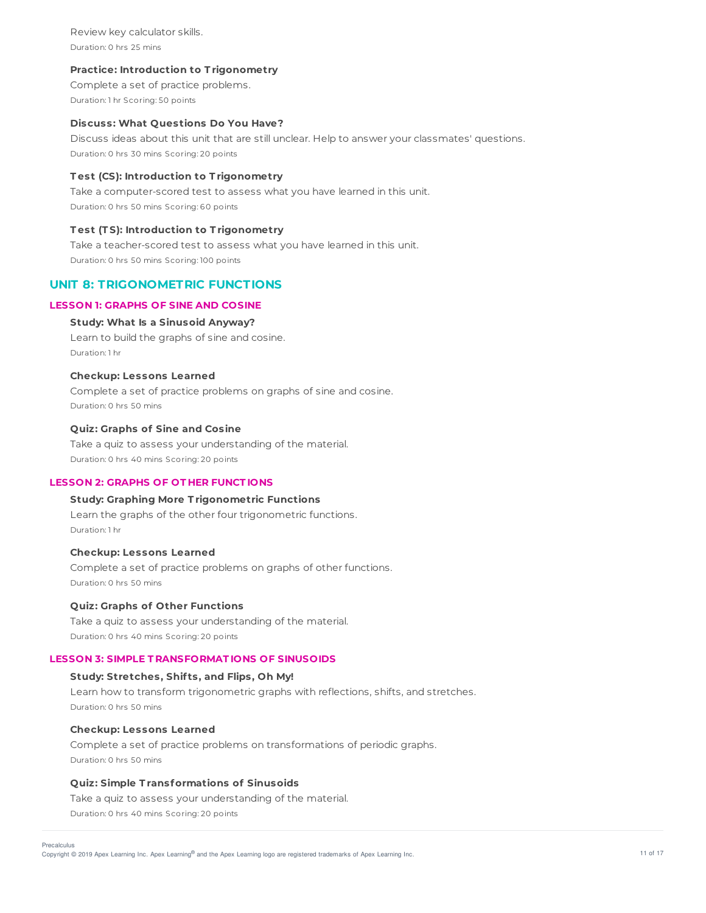Review key calculator skills.

Duration: 0 hrs 25 mins

**Practice: Introduction to Trigonometry**

Complete a set of practice problems.

Duration: 1 hr Scoring: 50 points

**Discuss: What Questions Do You Have?**

Discuss ideas about this unit that are still unclear. Help to answer your classmates' questions.

Duration: 0 hrs 30 mins Scoring: 20 points

**Test (CS): Introduction to Trigonometry**

Take a computer-scored test to assess what you have learned in this unit.

Duration: 0 hrs 50 mins Scoring: 60 points

**Test (TS): Introduction to Trigonometry**

Take a teacher-scored test to assess what you have learned in this unit.

Duration: 0 hrs 50 mins Scoring: 100 points

## UNIT 8: TRIGONOMETRIC FUNCTIONS

### LESSON 1: GRAPHS OF SINE AND COSINE

**Study: What Is a Sinusoid Anyway?**

Learn to build the graphs of sine and cosine.

Duration: 1 hr

**Checkup: Lessons Learned**

Complete a set of practice problems on graphs of sine and cosine.

Duration: 0 hrs 50 mins

**Quiz: Graphs of Sine and Cosine**

Take a quiz to assess your understanding of the material.

Duration: 0 hrs 40 mins Scoring: 20 points

### LESSON 2: GRAPHS OF OTHER FUNCTIONS

**Study: Graphing More Trigonometric Functions**

Learn the graphs of the other four trigonometric functions.

Duration: 1 hr

**Checkup: Lessons Learned**

Complete a set of practice problems on graphs of other functions.

Duration: 0 hrs 50 mins

**Quiz: Graphs of Other Functions**

Take a quiz to assess your understanding of the material.

Duration: 0 hrs 40 mins Scoring: 20 points

### LESSON 3: SIMPLE TRANSFORMATIONS OF SINUSOIDS

**Study: Stretches, Shifts, and Flips, Oh My!**

Learn how to transform trigonometric graphs with reflections, shifts, and stretches.

Duration: 0 hrs 50 mins

**Checkup: Lessons Learned**

Complete a set of practice problems on transformations of periodic graphs.

Duration: 0 hrs 50 mins

**Quiz: Simple Transformations of Sinusoids**

Take a quiz to assess your understanding of the material.

Duration: 0 hrs 40 mins Scoring: 20 points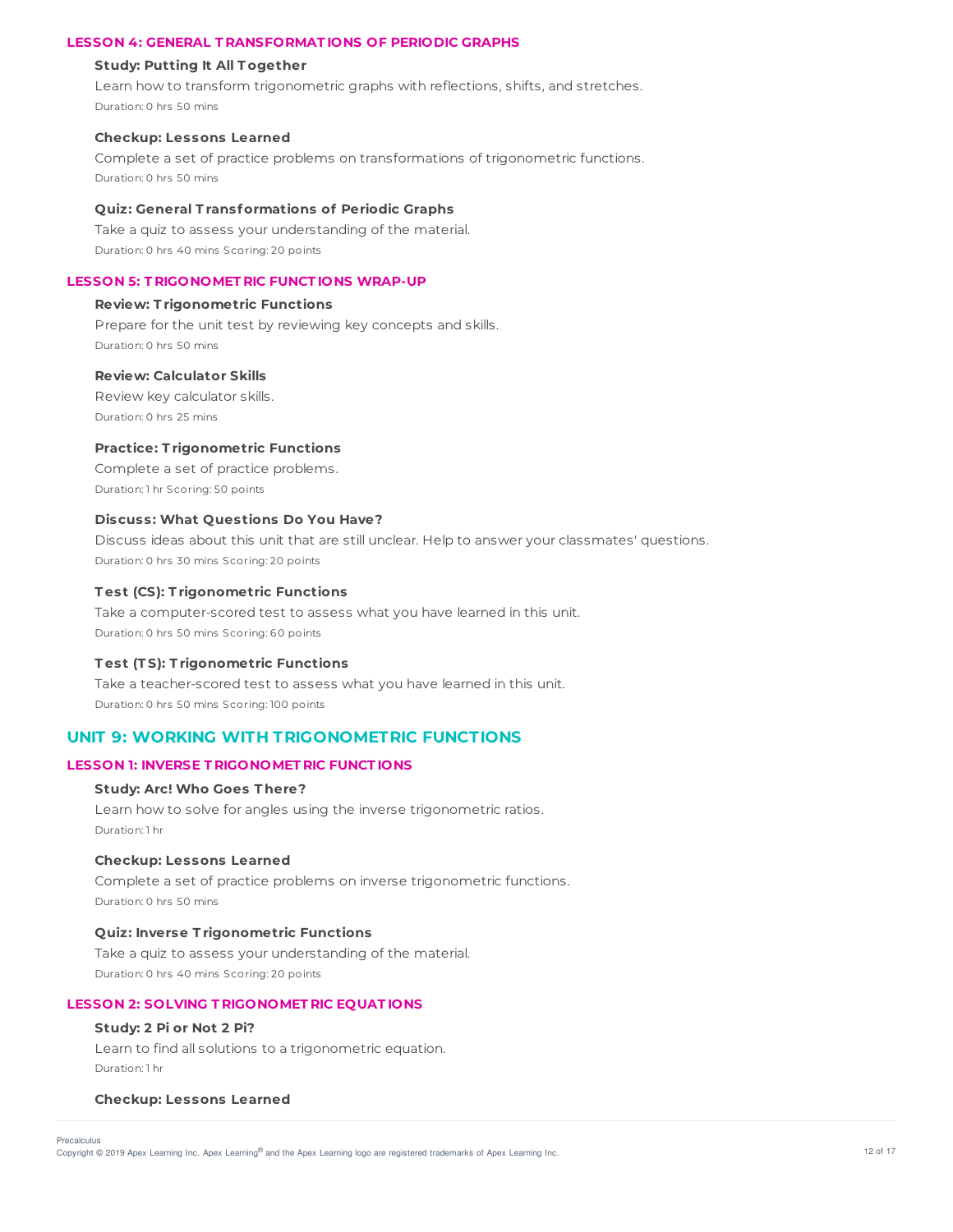### LESSON 4: GENERAL TRANSFORMATIONS OF PERIODIC GRAPHS

**Study: Putting It All Together**

Learn how to transform trigonometric graphs with reflections, shifts, and stretches.

Duration: 0 hrs 50 mins

**Checkup: Lessons Learned**

Complete a set of practice problems on transformations of trigonometric functions.

Duration: 0 hrs 50 mins

**Quiz: General Transformations of Periodic Graphs**

Take a quiz to assess your understanding of the material.

Duration: 0 hrs 40 mins Scoring: 20 points

### LESSON 5: TRIGONOMETRIC FUNCTIONS WRAP-UP

**Review: Trigonometric Functions**

Prepare for the unit test by reviewing key concepts and skills.

Duration: 0 hrs 50 mins

**Review: Calculator Skills**

Review key calculator skills.

Duration: 0 hrs 25 mins

**Practice: Trigonometric Functions**

Complete a set of practice problems.

Duration: 1 hr Scoring: 50 points

**Discuss: What Questions Do You Have?**

Discuss ideas about this unit that are still unclear. Help to answer your classmates' questions.

Duration: 0 hrs 30 mins Scoring: 20 points

**Test (CS): Trigonometric Functions**

Take a computer-scored test to assess what you have learned in this unit.

Duration: 0 hrs 50 mins Scoring: 60 points

**Test (TS): Trigonometric Functions**

Take a teacher-scored test to assess what you have learned in this unit.

Duration: 0 hrs 50 mins Scoring: 100 points

## UNIT 9: WORKING WITH TRIGONOMETRIC FUNCTIONS

### LESSON 1: INVERSE TRIGONOMETRIC FUNCTIONS

**Study: Arc! Who Goes There?**

Learn how to solve for angles using the inverse trigonometric ratios.

Duration: 1 hr

**Checkup: Lessons Learned**

Complete a set of practice problems on inverse trigonometric functions.

Duration: 0 hrs 50 mins

**Quiz: Inverse Trigonometric Functions**

Take a quiz to assess your understanding of the material.

Duration: 0 hrs 40 mins Scoring: 20 points

### LESSON 2: SOLVING TRIGONOMETRIC EQUATIONS

**Study: 2 Pi or Not 2 Pi?**

Learn to find all solutions to a trigonometric equation.

Duration: 1 hr

**Checkup: Lessons Learned**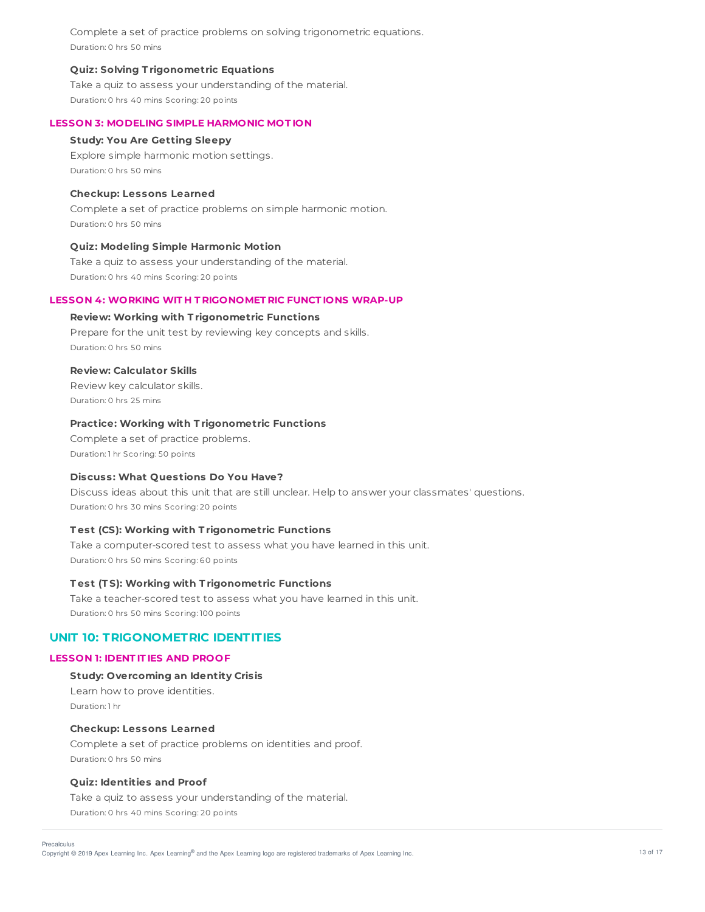Complete a set of practice problems on solving trigonometric equations.

Duration: 0 hrs 50 mins

**Quiz: Solving Trigonometric Equations**

Take a quiz to assess your understanding of the material.

Duration: 0 hrs 40 mins Scoring: 20 points

### LESSON 3: MODELING SIMPLE HARMONIC MOTION

**Study: You Are Getting Sleepy**

Explore simple harmonic motion settings.

Duration: 0 hrs 50 mins

**Checkup: Lessons Learned**

Complete a set of practice problems on simple harmonic motion.

Duration: 0 hrs 50 mins

**Quiz: Modeling Simple Harmonic Motion**

Take a quiz to assess your understanding of the material.

Duration: 0 hrs 40 mins Scoring: 20 points

### LESSON 4: WORKING WITH TRIGONOMETRIC FUNCTIONS WRAP-UP

**Review: Working with Trigonometric Functions**

Prepare for the unit test by reviewing key concepts and skills.

Duration: 0 hrs 50 mins

**Review: Calculator Skills**

Review key calculator skills.

Duration: 0 hrs 25 mins

**Practice: Working with Trigonometric Functions**

Complete a set of practice problems.

Duration: 1 hr Scoring: 50 points

**Discuss: What Questions Do You Have?**

Discuss ideas about this unit that are still unclear. Help to answer your classmates' questions.

Duration: 0 hrs 30 mins Scoring: 20 points

**Test (CS): Working with Trigonometric Functions**

Take a computer-scored test to assess what you have learned in this unit.

Duration: 0 hrs 50 mins Scoring: 60 points

**Test (TS): Working with Trigonometric Functions**

Take a teacher-scored test to assess what you have learned in this unit.

Duration: 0 hrs 50 mins Scoring: 100 points

## UNIT 10: TRIGONOMETRIC IDENTITIES

### LESSON 1: IDENTITIES AND PROOF

**Study: Overcoming an Identity Crisis**

Learn how to prove identities.

Duration: 1 hr

**Checkup: Lessons Learned**

Complete a set of practice problems on identities and proof.

Duration: 0 hrs 50 mins

**Quiz: Identities and Proof**

Take a quiz to assess your understanding of the material.

Duration: 0 hrs 40 mins Scoring: 20 points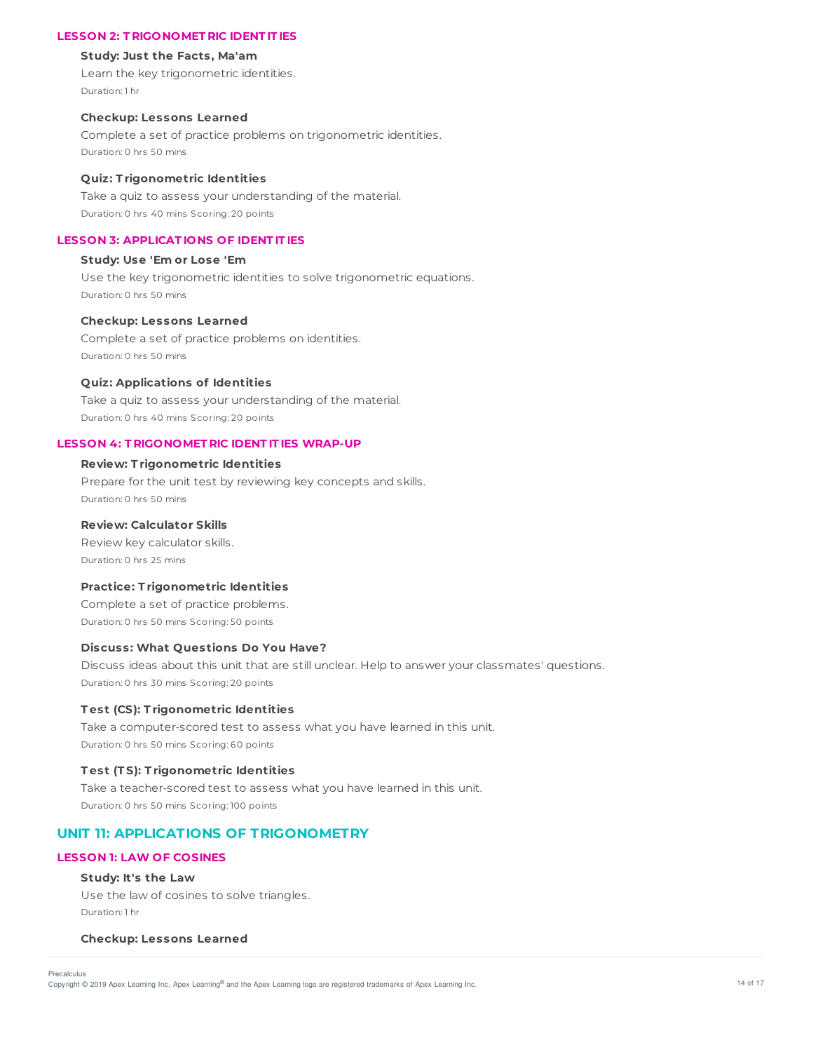### LESSON 2: TRIGONOMETRIC IDENTITIES

**Study: Just the Facts, Ma'am**

Learn the key trigonometric identities.

Duration: 1 hr

**Checkup: Lessons Learned**

Complete a set of practice problems on trigonometric identities.

Duration: 0 hrs 50 mins

**Quiz: Trigonometric Identities**

Take a quiz to assess your understanding of the material.

Duration: 0 hrs 40 mins Scoring: 20 points

### LESSON 3: APPLICATIONS OF IDENTITIES

**Study: Use 'Em or Lose 'Em**

Use the key trigonometric identities to solve trigonometric equations.

Duration: 0 hrs 50 mins

**Checkup: Lessons Learned**

Complete a set of practice problems on identities.

Duration: 0 hrs 50 mins

**Quiz: Applications of Identities**

Take a quiz to assess your understanding of the material.

Duration: 0 hrs 40 mins Scoring: 20 points

### LESSON 4: TRIGONOMETRIC IDENTITIES WRAP-UP

**Review: Trigonometric Identities**

Prepare for the unit test by reviewing key concepts and skills.

Duration: 0 hrs 50 mins

**Review: Calculator Skills**

Review key calculator skills.

Duration: 0 hrs 25 mins

**Practice: Trigonometric Identities**

Complete a set of practice problems.

Duration: 0 hrs 50 mins Scoring: 50 points

**Discuss: What Questions Do You Have?**

Discuss ideas about this unit that are still unclear. Help to answer your classmates' questions.

Duration: 0 hrs 30 mins Scoring: 20 points

**Test (CS): Trigonometric Identities**

Take a computer-scored test to assess what you have learned in this unit.

Duration: 0 hrs 50 mins Scoring: 60 points

**Test (TS): Trigonometric Identities**

Take a teacher-scored test to assess what you have learned in this unit.

Duration: 0 hrs 50 mins Scoring: 100 points

## UNIT 11: APPLICATIONS OF TRIGONOMETRY

### LESSON 1: LAW OF COSINES

**Study: It's the Law**

Use the law of cosines to solve triangles.

Duration: 1 hr

**Checkup: Lessons Learned**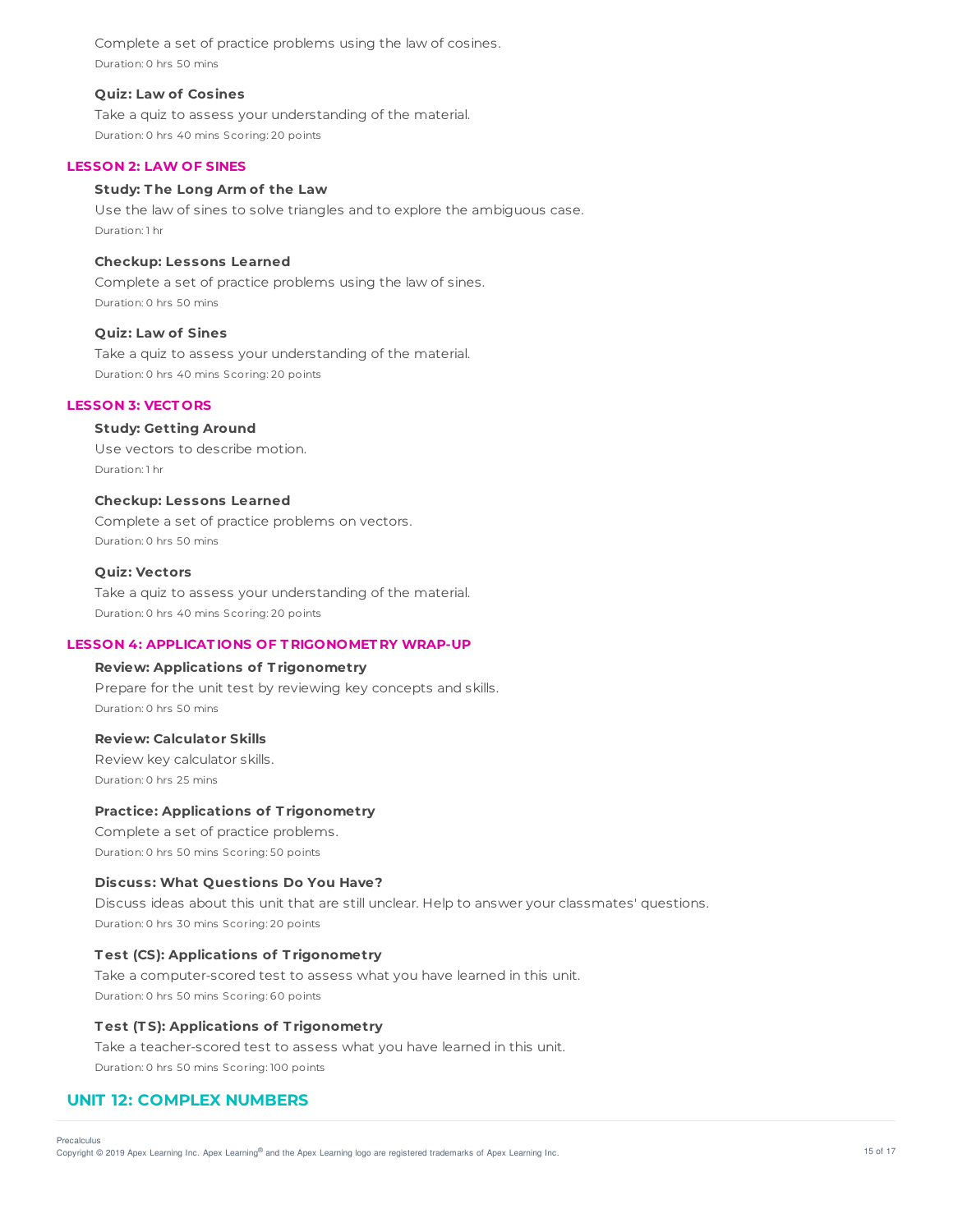Complete a set of practice problems using the law of cosines.

Duration: 0 hrs 50 mins

**Quiz: Law of Cosines**

Take a quiz to assess your understanding of the material.

Duration: 0 hrs 40 mins Scoring: 20 points

### LESSON 2: LAW OF SINES

**Study: The Long Arm of the Law**

Use the law of sines to solve triangles and to explore the ambiguous case.

Duration: 1 hr

**Checkup: Lessons Learned**

Complete a set of practice problems using the law of sines.

Duration: 0 hrs 50 mins

**Quiz: Law of Sines**

Take a quiz to assess your understanding of the material.

Duration: 0 hrs 40 mins Scoring: 20 points

### LESSON 3: VECTORS

**Study: Getting Around**

Use vectors to describe motion.

Duration: 1 hr

**Checkup: Lessons Learned**

Complete a set of practice problems on vectors.

Duration: 0 hrs 50 mins

**Quiz: Vectors**

Take a quiz to assess your understanding of the material.

Duration: 0 hrs 40 mins Scoring: 20 points

### LESSON 4: APPLICATIONS OF TRIGONOMETRY WRAP-UP

**Review: Applications of Trigonometry**

Prepare for the unit test by reviewing key concepts and skills.

Duration: 0 hrs 50 mins

**Review: Calculator Skills**

Review key calculator skills.

Duration: 0 hrs 25 mins

**Practice: Applications of Trigonometry**

Complete a set of practice problems.

Duration: 0 hrs 50 mins Scoring: 50 points

**Discuss: What Questions Do You Have?**

Discuss ideas about this unit that are still unclear. Help to answer your classmates' questions.

Duration: 0 hrs 30 mins Scoring: 20 points

**Test (CS): Applications of Trigonometry**

Take a computer-scored test to assess what you have learned in this unit.

Duration: 0 hrs 50 mins Scoring: 60 points

**Test (TS): Applications of Trigonometry**

Take a teacher-scored test to assess what you have learned in this unit.

Duration: 0 hrs 50 mins Scoring: 100 points

## UNIT 12: COMPLEX NUMBERS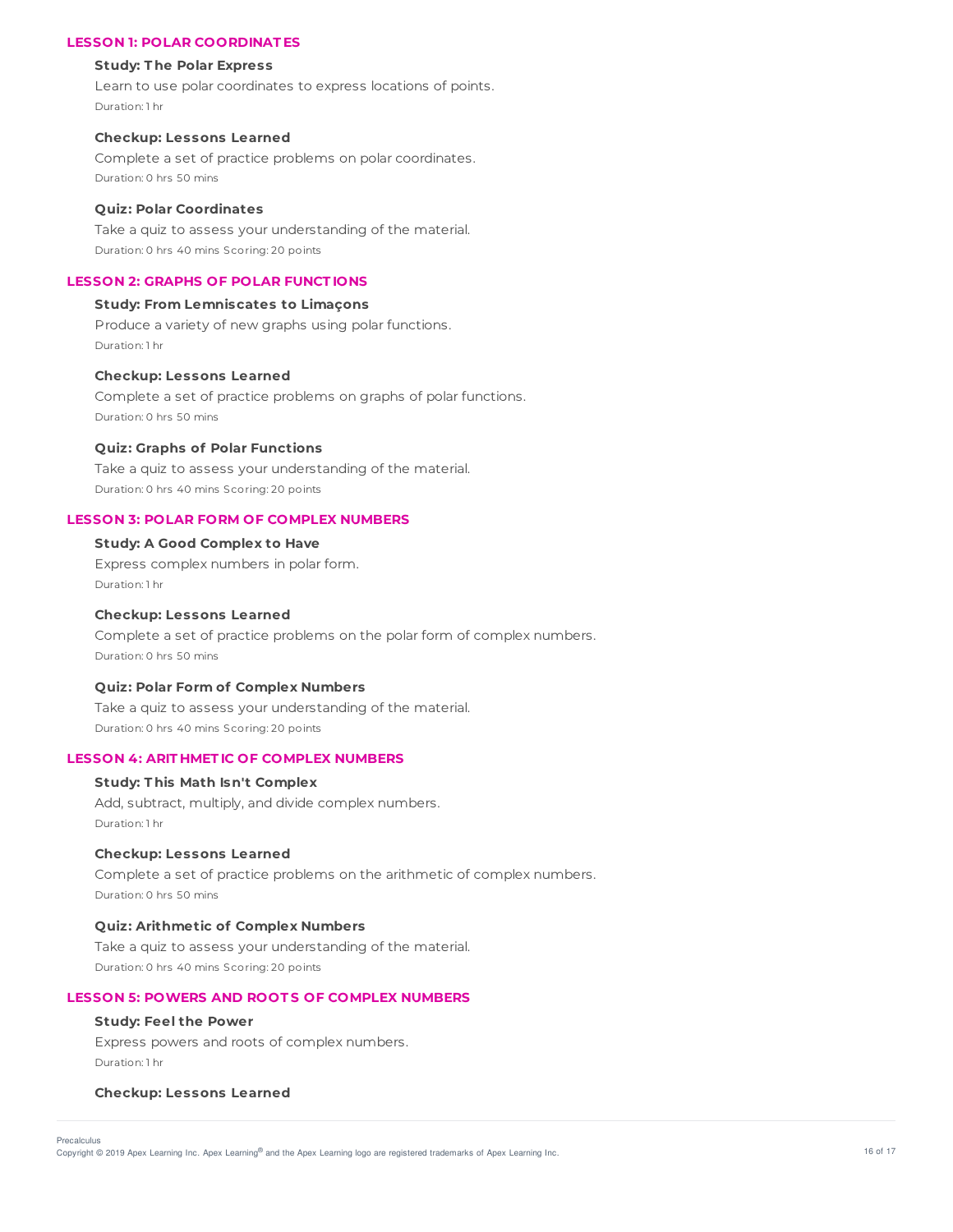### LESSON 1: POLAR COORDINATES

**Study: The Polar Express**

Learn to use polar coordinates to express locations of points.

Duration: 1 hr

**Checkup: Lessons Learned**

Complete a set of practice problems on polar coordinates.

Duration: 0 hrs 50 mins

**Quiz: Polar Coordinates**

Take a quiz to assess your understanding of the material.

Duration: 0 hrs 40 mins Scoring: 20 points

### LESSON 2: GRAPHS OF POLAR FUNCTIONS

**Study: From Lemniscates to Limaçons**

Produce a variety of new graphs using polar functions.

Duration: 1 hr

**Checkup: Lessons Learned**

Complete a set of practice problems on graphs of polar functions.

Duration: 0 hrs 50 mins

**Quiz: Graphs of Polar Functions**

Take a quiz to assess your understanding of the material.

Duration: 0 hrs 40 mins Scoring: 20 points

### LESSON 3: POLAR FORM OF COMPLEX NUMBERS

**Study: A Good Complex to Have**

Express complex numbers in polar form.

Duration: 1 hr

**Checkup: Lessons Learned**

Complete a set of practice problems on the polar form of complex numbers.

Duration: 0 hrs 50 mins

**Quiz: Polar Form of Complex Numbers**

Take a quiz to assess your understanding of the material.

Duration: 0 hrs 40 mins Scoring: 20 points

### LESSON 4: ARITHMETIC OF COMPLEX NUMBERS

**Study: This Math Isn't Complex**

Add, subtract, multiply, and divide complex numbers.

Duration: 1 hr

**Checkup: Lessons Learned**

Complete a set of practice problems on the arithmetic of complex numbers.

Duration: 0 hrs 50 mins

**Quiz: Arithmetic of Complex Numbers**

Take a quiz to assess your understanding of the material.

Duration: 0 hrs 40 mins Scoring: 20 points

### LESSON 5: POWERS AND ROOTS OF COMPLEX NUMBERS

**Study: Feel the Power**

Express powers and roots of complex numbers.

Duration: 1 hr

**Checkup: Lessons Learned**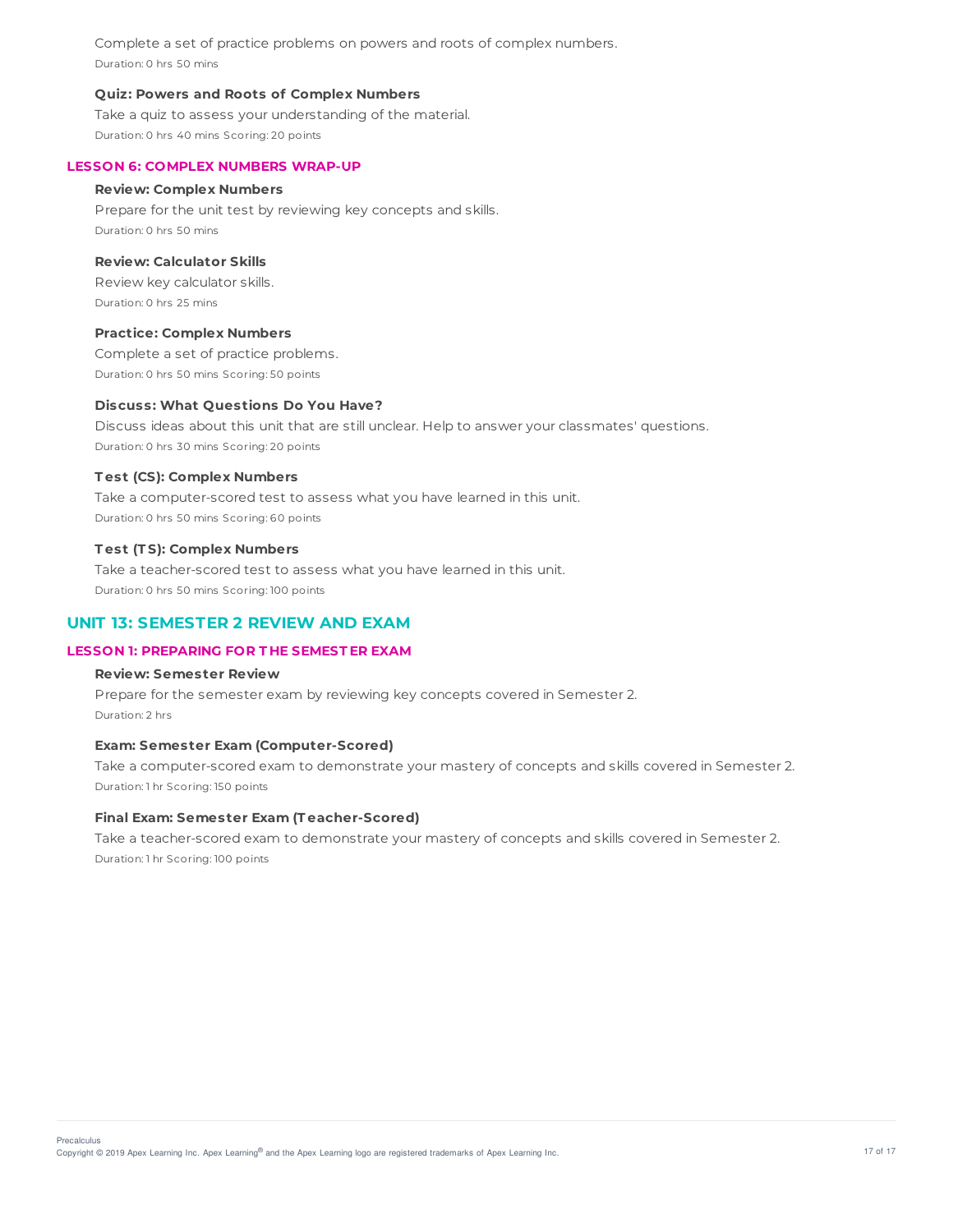Complete a set of practice problems on powers and roots of complex numbers.

Duration: 0 hrs 50 mins

**Quiz: Powers and Roots of Complex Numbers**

Take a quiz to assess your understanding of the material.

Duration: 0 hrs 40 mins Scoring: 20 points

### LESSON 6: COMPLEX NUMBERS WRAP-UP

**Review: Complex Numbers**

Prepare for the unit test by reviewing key concepts and skills.

Duration: 0 hrs 50 mins

**Review: Calculator Skills**

Review key calculator skills.

Duration: 0 hrs 25 mins

**Practice: Complex Numbers**

Complete a set of practice problems.

Duration: 0 hrs 50 mins Scoring: 50 points

**Discuss: What Questions Do You Have?**

Discuss ideas about this unit that are still unclear. Help to answer your classmates' questions.

Duration: 0 hrs 30 mins Scoring: 20 points

**Test (CS): Complex Numbers**

Take a computer-scored test to assess what you have learned in this unit.

Duration: 0 hrs 50 mins Scoring: 60 points

**Test (TS): Complex Numbers**

Take a teacher-scored test to assess what you have learned in this unit.

Duration: 0 hrs 50 mins Scoring: 100 points

## UNIT 13: SEMESTER 2 REVIEW AND EXAM

### LESSON 1: PREPARING FOR THE SEMESTER EXAM

**Review: Semester Review**

Prepare for the semester exam by reviewing key concepts covered in Semester 2.

Duration: 2 hrs

**Exam: Semester Exam (Computer-Scored)**

Take a computer-scored exam to demonstrate your mastery of concepts and skills covered in Semester 2.

Duration: 1 hr Scoring: 150 points

**Final Exam: Semester Exam (Teacher-Scored)**

Take a teacher-scored exam to demonstrate your mastery of concepts and skills covered in Semester 2.

Duration: 1 hr Scoring: 100 points